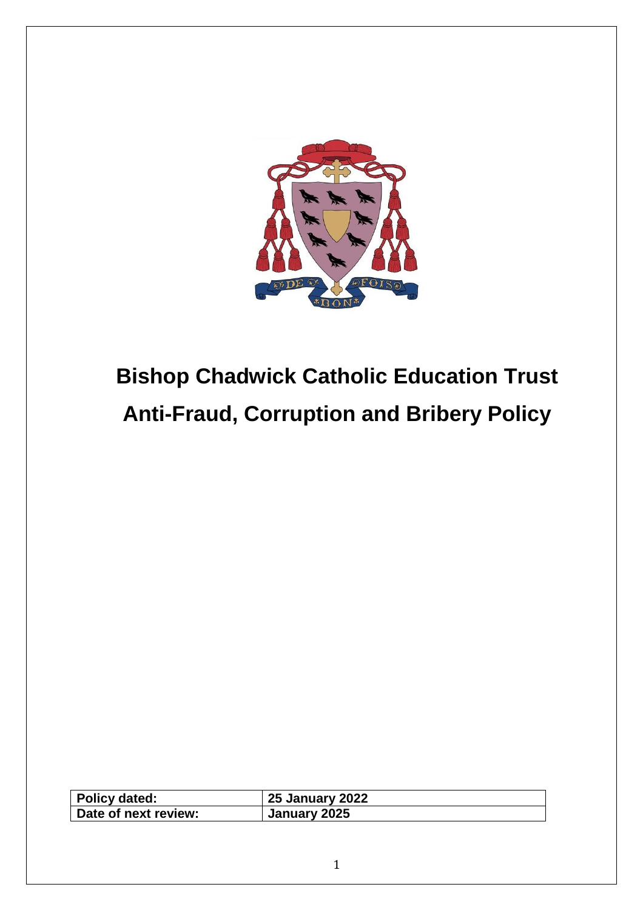# Bishop Chadwick Catholic Education Trust

# Anti-Fraud, Corruption and Bribery Policy

| Policy dated: | 25 January 2022 |
| --- | --- |
| Date of next review: | January 2025 |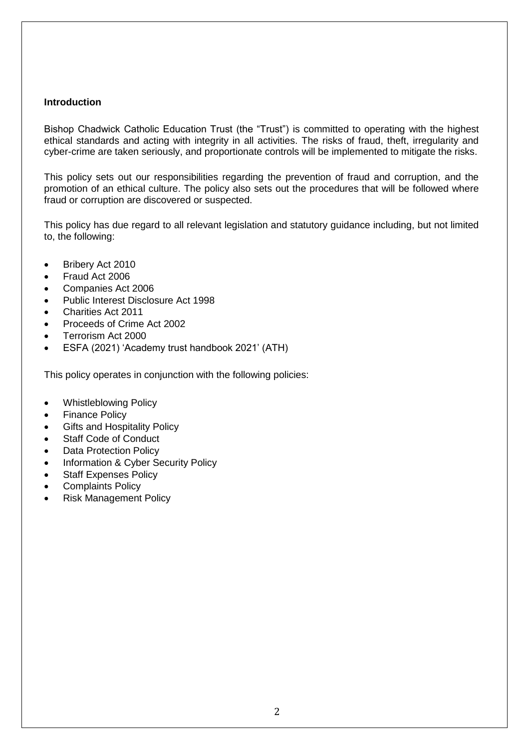## Introduction

Bishop Chadwick Catholic Education Trust (the "Trust") is committed to operating with the highest ethical standards and acting with integrity in all activities. The risks of fraud, theft, irregularity and cyber-crime are taken seriously, and proportionate controls will be implemented to mitigate the risks.

This policy sets out our responsibilities regarding the prevention of fraud and corruption, and the promotion of an ethical culture. The policy also sets out the procedures that will be followed where fraud or corruption are discovered or suspected.

This policy has due regard to all relevant legislation and statutory guidance including, but not limited to, the following:

- Bribery Act 2010
- Fraud Act 2006
- Companies Act 2006
- Public Interest Disclosure Act 1998
- Charities Act 2011
- Proceeds of Crime Act 2002
- Terrorism Act 2000
- ESFA (2021) 'Academy trust handbook 2021' (ATH)

This policy operates in conjunction with the following policies:

- Whistleblowing Policy
- Finance Policy
- Gifts and Hospitality Policy
- Staff Code of Conduct
- Data Protection Policy
- Information & Cyber Security Policy
- Staff Expenses Policy
- Complaints Policy
- Risk Management Policy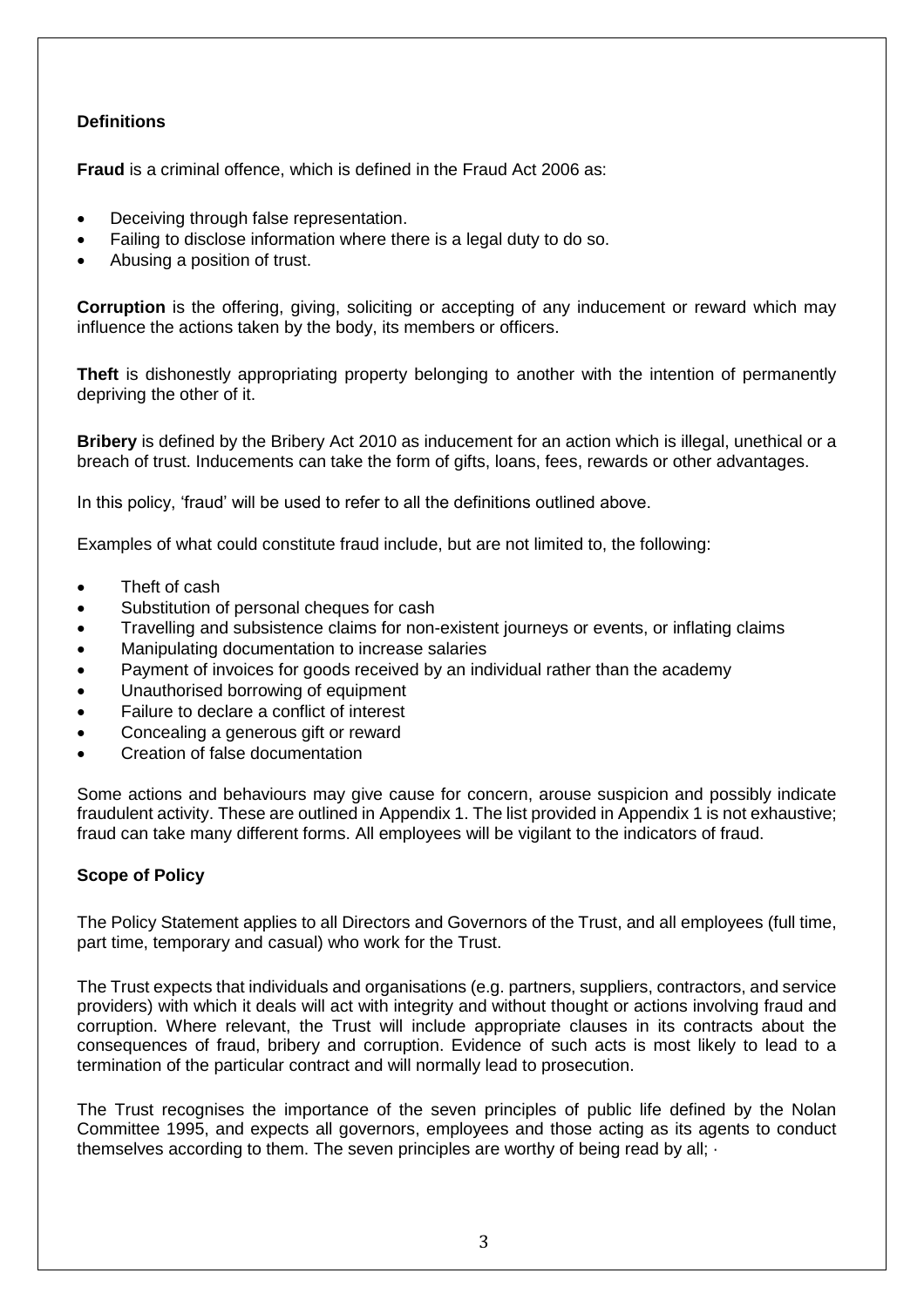### Definitions

**Fraud** is a criminal offence, which is defined in the Fraud Act 2006 as:

- Deceiving through false representation.
- Failing to disclose information where there is a legal duty to do so.
- Abusing a position of trust.

**Corruption** is the offering, giving, soliciting or accepting of any inducement or reward which may influence the actions taken by the body, its members or officers.

**Theft** is dishonestly appropriating property belonging to another with the intention of permanently depriving the other of it.

**Bribery** is defined by the Bribery Act 2010 as inducement for an action which is illegal, unethical or a breach of trust. Inducements can take the form of gifts, loans, fees, rewards or other advantages.

In this policy, 'fraud' will be used to refer to all the definitions outlined above.

Examples of what could constitute fraud include, but are not limited to, the following:

- Theft of cash
- Substitution of personal cheques for cash
- Travelling and subsistence claims for non-existent journeys or events, or inflating claims
- Manipulating documentation to increase salaries
- Payment of invoices for goods received by an individual rather than the academy
- Unauthorised borrowing of equipment
- Failure to declare a conflict of interest
- Concealing a generous gift or reward
- Creation of false documentation

Some actions and behaviours may give cause for concern, arouse suspicion and possibly indicate fraudulent activity. These are outlined in Appendix 1. The list provided in Appendix 1 is not exhaustive; fraud can take many different forms. All employees will be vigilant to the indicators of fraud.

### Scope of Policy

The Policy Statement applies to all Directors and Governors of the Trust, and all employees (full time, part time, temporary and casual) who work for the Trust.

The Trust expects that individuals and organisations (e.g. partners, suppliers, contractors, and service providers) with which it deals will act with integrity and without thought or actions involving fraud and corruption. Where relevant, the Trust will include appropriate clauses in its contracts about the consequences of fraud, bribery and corruption. Evidence of such acts is most likely to lead to a termination of the particular contract and will normally lead to prosecution.

The Trust recognises the importance of the seven principles of public life defined by the Nolan Committee 1995, and expects all governors, employees and those acting as its agents to conduct themselves according to them. The seven principles are worthy of being read by all; ·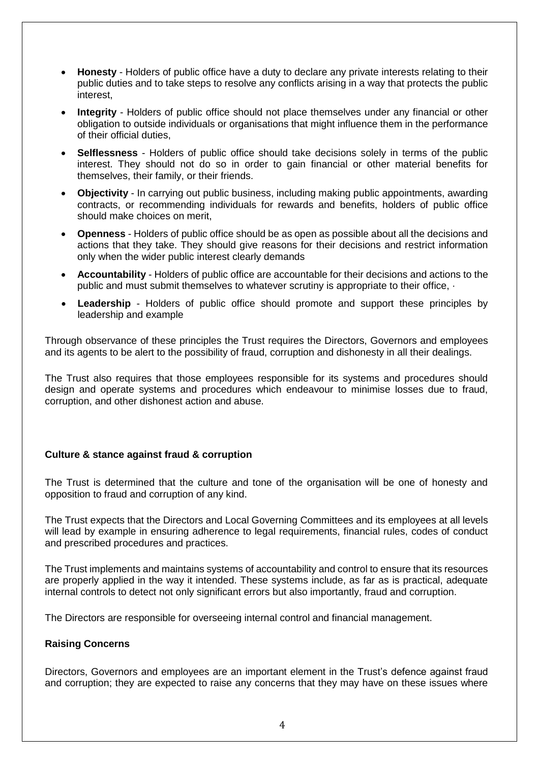- **Honesty** - Holders of public office have a duty to declare any private interests relating to their public duties and to take steps to resolve any conflicts arising in a way that protects the public interest,
- **Integrity** - Holders of public office should not place themselves under any financial or other obligation to outside individuals or organisations that might influence them in the performance of their official duties,
- **Selflessness** - Holders of public office should take decisions solely in terms of the public interest. They should not do so in order to gain financial or other material benefits for themselves, their family, or their friends.
- **Objectivity** - In carrying out public business, including making public appointments, awarding contracts, or recommending individuals for rewards and benefits, holders of public office should make choices on merit,
- **Openness** - Holders of public office should be as open as possible about all the decisions and actions that they take. They should give reasons for their decisions and restrict information only when the wider public interest clearly demands
- **Accountability** - Holders of public office are accountable for their decisions and actions to the public and must submit themselves to whatever scrutiny is appropriate to their office, ·
- **Leadership** - Holders of public office should promote and support these principles by leadership and example

Through observance of these principles the Trust requires the Directors, Governors and employees and its agents to be alert to the possibility of fraud, corruption and dishonesty in all their dealings.

The Trust also requires that those employees responsible for its systems and procedures should design and operate systems and procedures which endeavour to minimise losses due to fraud, corruption, and other dishonest action and abuse.

**Culture & stance against fraud & corruption**

The Trust is determined that the culture and tone of the organisation will be one of honesty and opposition to fraud and corruption of any kind.

The Trust expects that the Directors and Local Governing Committees and its employees at all levels will lead by example in ensuring adherence to legal requirements, financial rules, codes of conduct and prescribed procedures and practices.

The Trust implements and maintains systems of accountability and control to ensure that its resources are properly applied in the way it intended. These systems include, as far as is practical, adequate internal controls to detect not only significant errors but also importantly, fraud and corruption.

The Directors are responsible for overseeing internal control and financial management.

**Raising Concerns**

Directors, Governors and employees are an important element in the Trust's defence against fraud and corruption; they are expected to raise any concerns that they may have on these issues where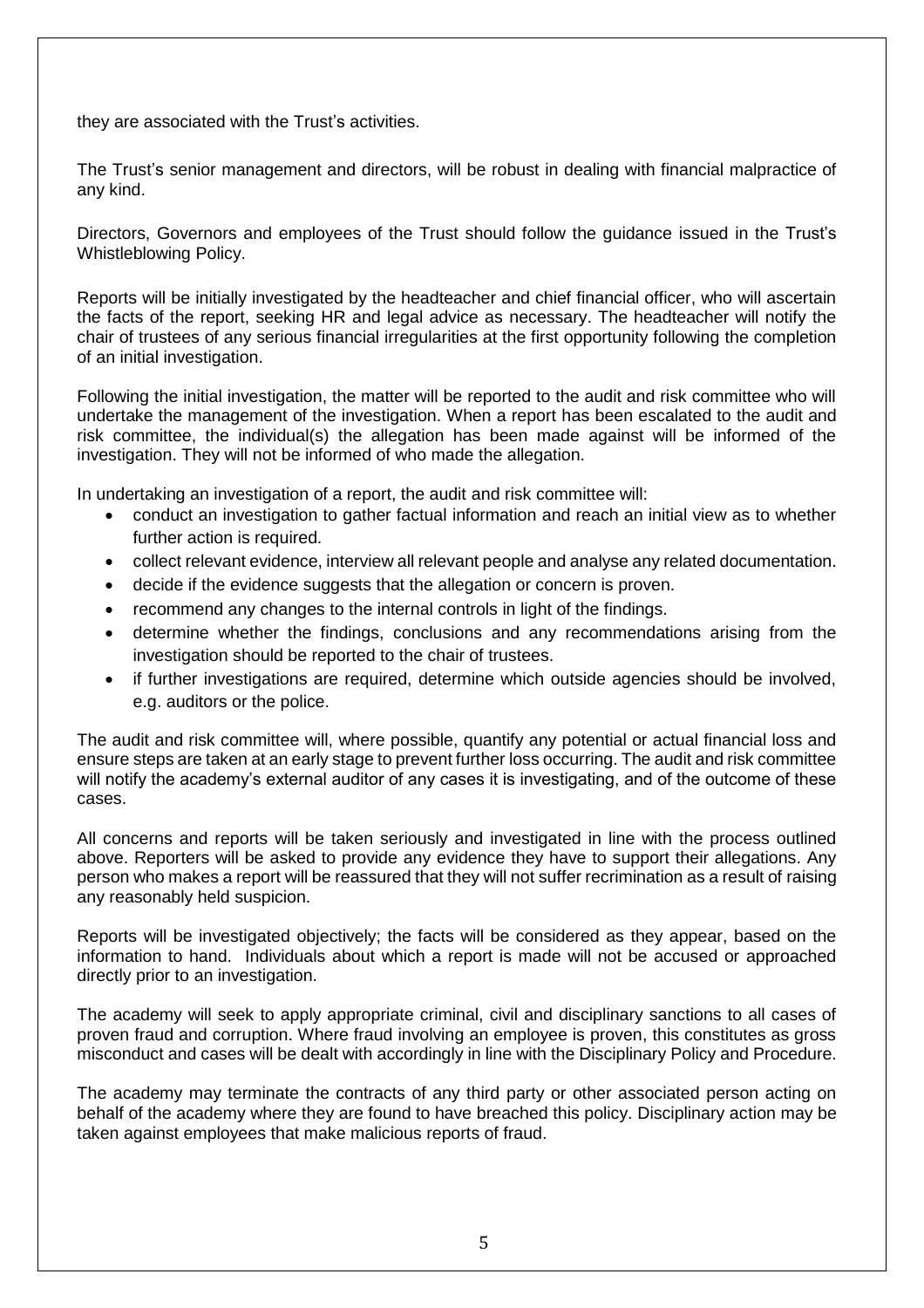they are associated with the Trust's activities.

The Trust's senior management and directors, will be robust in dealing with financial malpractice of any kind.

Directors, Governors and employees of the Trust should follow the guidance issued in the Trust's Whistleblowing Policy.

Reports will be initially investigated by the headteacher and chief financial officer, who will ascertain the facts of the report, seeking HR and legal advice as necessary. The headteacher will notify the chair of trustees of any serious financial irregularities at the first opportunity following the completion of an initial investigation.

Following the initial investigation, the matter will be reported to the audit and risk committee who will undertake the management of the investigation. When a report has been escalated to the audit and risk committee, the individual(s) the allegation has been made against will be informed of the investigation. They will not be informed of who made the allegation.

In undertaking an investigation of a report, the audit and risk committee will:

- conduct an investigation to gather factual information and reach an initial view as to whether further action is required.
- collect relevant evidence, interview all relevant people and analyse any related documentation.
- decide if the evidence suggests that the allegation or concern is proven.
- recommend any changes to the internal controls in light of the findings.
- determine whether the findings, conclusions and any recommendations arising from the investigation should be reported to the chair of trustees.
- if further investigations are required, determine which outside agencies should be involved, e.g. auditors or the police.

The audit and risk committee will, where possible, quantify any potential or actual financial loss and ensure steps are taken at an early stage to prevent further loss occurring. The audit and risk committee will notify the academy's external auditor of any cases it is investigating, and of the outcome of these cases.

All concerns and reports will be taken seriously and investigated in line with the process outlined above. Reporters will be asked to provide any evidence they have to support their allegations. Any person who makes a report will be reassured that they will not suffer recrimination as a result of raising any reasonably held suspicion.

Reports will be investigated objectively; the facts will be considered as they appear, based on the information to hand. Individuals about which a report is made will not be accused or approached directly prior to an investigation.

The academy will seek to apply appropriate criminal, civil and disciplinary sanctions to all cases of proven fraud and corruption. Where fraud involving an employee is proven, this constitutes as gross misconduct and cases will be dealt with accordingly in line with the Disciplinary Policy and Procedure.

The academy may terminate the contracts of any third party or other associated person acting on behalf of the academy where they are found to have breached this policy. Disciplinary action may be taken against employees that make malicious reports of fraud.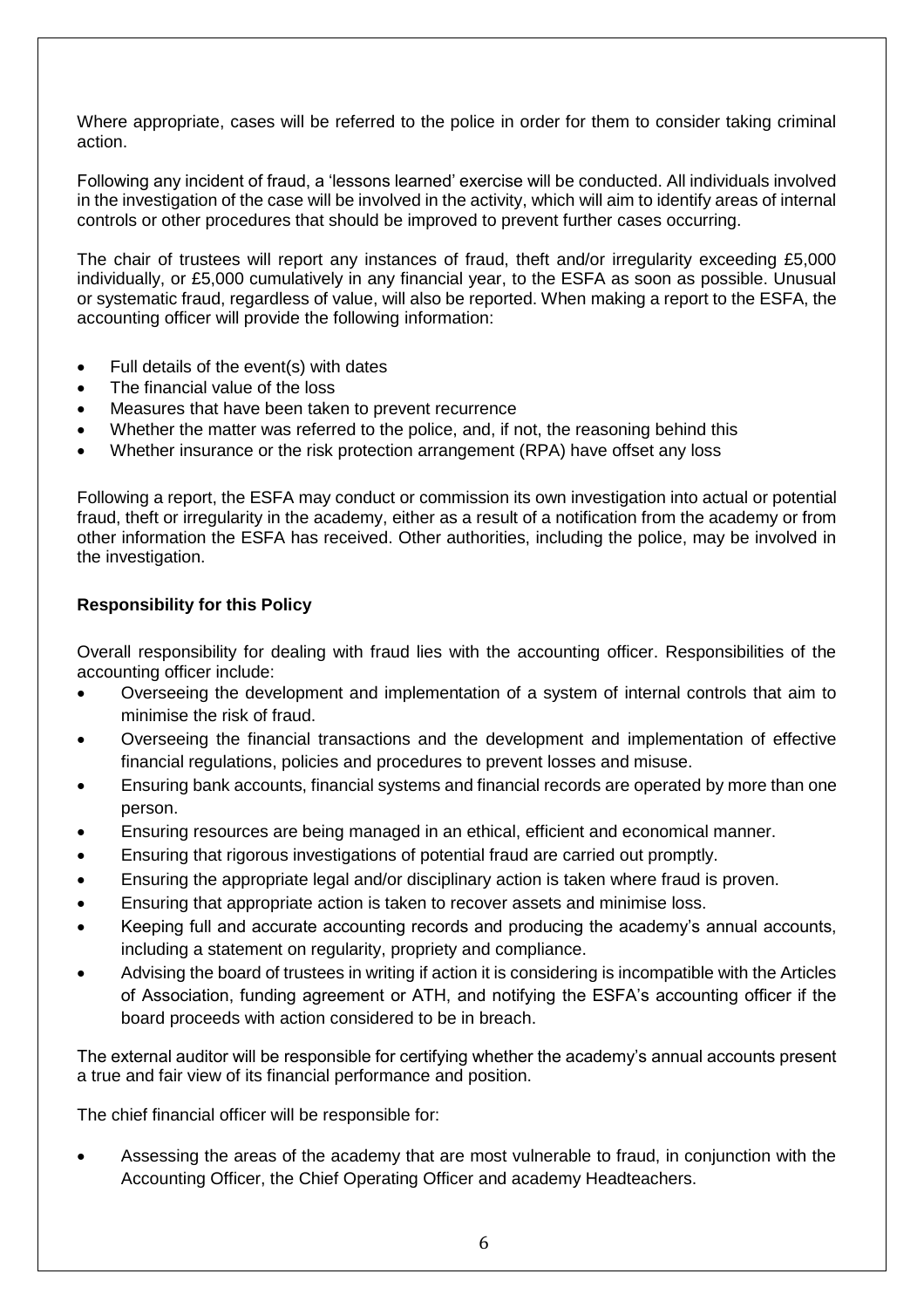Where appropriate, cases will be referred to the police in order for them to consider taking criminal action.

Following any incident of fraud, a 'lessons learned' exercise will be conducted. All individuals involved in the investigation of the case will be involved in the activity, which will aim to identify areas of internal controls or other procedures that should be improved to prevent further cases occurring.

The chair of trustees will report any instances of fraud, theft and/or irregularity exceeding £5,000 individually, or £5,000 cumulatively in any financial year, to the ESFA as soon as possible. Unusual or systematic fraud, regardless of value, will also be reported. When making a report to the ESFA, the accounting officer will provide the following information:

- Full details of the event(s) with dates
- The financial value of the loss
- Measures that have been taken to prevent recurrence
- Whether the matter was referred to the police, and, if not, the reasoning behind this
- Whether insurance or the risk protection arrangement (RPA) have offset any loss

Following a report, the ESFA may conduct or commission its own investigation into actual or potential fraud, theft or irregularity in the academy, either as a result of a notification from the academy or from other information the ESFA has received. Other authorities, including the police, may be involved in the investigation.

**Responsibility for this Policy**

Overall responsibility for dealing with fraud lies with the accounting officer. Responsibilities of the accounting officer include:

- Overseeing the development and implementation of a system of internal controls that aim to minimise the risk of fraud.
- Overseeing the financial transactions and the development and implementation of effective financial regulations, policies and procedures to prevent losses and misuse.
- Ensuring bank accounts, financial systems and financial records are operated by more than one person.
- Ensuring resources are being managed in an ethical, efficient and economical manner.
- Ensuring that rigorous investigations of potential fraud are carried out promptly.
- Ensuring the appropriate legal and/or disciplinary action is taken where fraud is proven.
- Ensuring that appropriate action is taken to recover assets and minimise loss.
- Keeping full and accurate accounting records and producing the academy's annual accounts, including a statement on regularity, propriety and compliance.
- Advising the board of trustees in writing if action it is considering is incompatible with the Articles of Association, funding agreement or ATH, and notifying the ESFA's accounting officer if the board proceeds with action considered to be in breach.

The external auditor will be responsible for certifying whether the academy's annual accounts present a true and fair view of its financial performance and position.

The chief financial officer will be responsible for:

- Assessing the areas of the academy that are most vulnerable to fraud, in conjunction with the Accounting Officer, the Chief Operating Officer and academy Headteachers.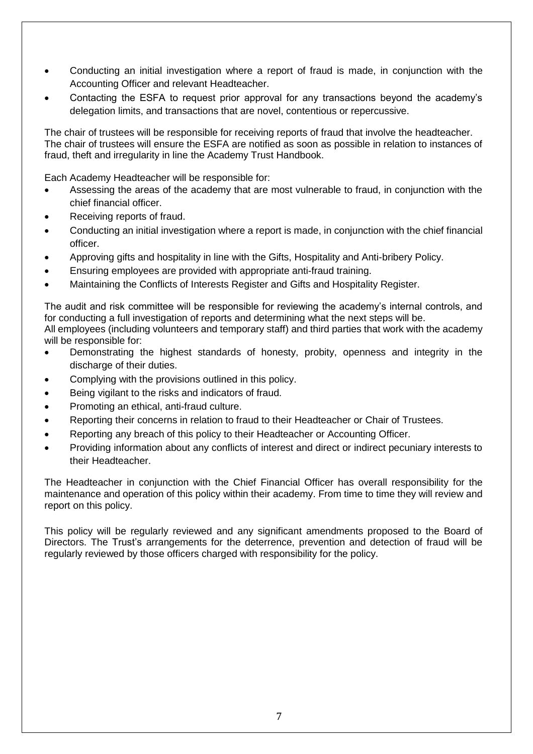- Conducting an initial investigation where a report of fraud is made, in conjunction with the Accounting Officer and relevant Headteacher.
- Contacting the ESFA to request prior approval for any transactions beyond the academy's delegation limits, and transactions that are novel, contentious or repercussive.

The chair of trustees will be responsible for receiving reports of fraud that involve the headteacher. The chair of trustees will ensure the ESFA are notified as soon as possible in relation to instances of fraud, theft and irregularity in line the Academy Trust Handbook.

Each Academy Headteacher will be responsible for:

- Assessing the areas of the academy that are most vulnerable to fraud, in conjunction with the chief financial officer.
- Receiving reports of fraud.
- Conducting an initial investigation where a report is made, in conjunction with the chief financial officer.
- Approving gifts and hospitality in line with the Gifts, Hospitality and Anti-bribery Policy.
- Ensuring employees are provided with appropriate anti-fraud training.
- Maintaining the Conflicts of Interests Register and Gifts and Hospitality Register.

The audit and risk committee will be responsible for reviewing the academy's internal controls, and for conducting a full investigation of reports and determining what the next steps will be.
All employees (including volunteers and temporary staff) and third parties that work with the academy will be responsible for:

- Demonstrating the highest standards of honesty, probity, openness and integrity in the discharge of their duties.
- Complying with the provisions outlined in this policy.
- Being vigilant to the risks and indicators of fraud.
- Promoting an ethical, anti-fraud culture.
- Reporting their concerns in relation to fraud to their Headteacher or Chair of Trustees.
- Reporting any breach of this policy to their Headteacher or Accounting Officer.
- Providing information about any conflicts of interest and direct or indirect pecuniary interests to their Headteacher.

The Headteacher in conjunction with the Chief Financial Officer has overall responsibility for the maintenance and operation of this policy within their academy. From time to time they will review and report on this policy.

This policy will be regularly reviewed and any significant amendments proposed to the Board of Directors. The Trust's arrangements for the deterrence, prevention and detection of fraud will be regularly reviewed by those officers charged with responsibility for the policy.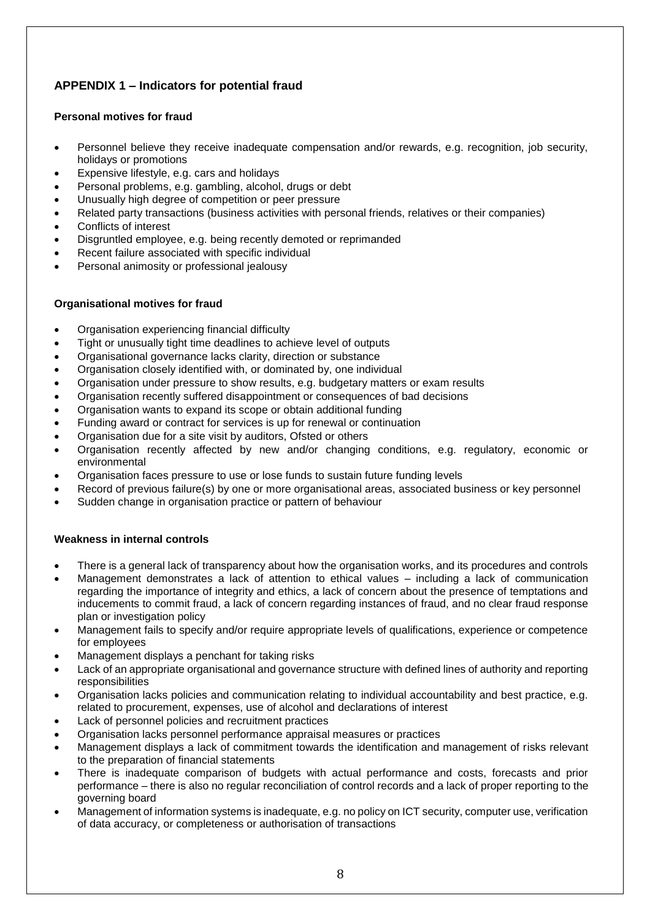## APPENDIX 1 – Indicators for potential fraud

### Personal motives for fraud

- Personnel believe they receive inadequate compensation and/or rewards, e.g. recognition, job security, holidays or promotions
- Expensive lifestyle, e.g. cars and holidays
- Personal problems, e.g. gambling, alcohol, drugs or debt
- Unusually high degree of competition or peer pressure
- Related party transactions (business activities with personal friends, relatives or their companies)
- Conflicts of interest
- Disgruntled employee, e.g. being recently demoted or reprimanded
- Recent failure associated with specific individual
- Personal animosity or professional jealousy

### Organisational motives for fraud

- Organisation experiencing financial difficulty
- Tight or unusually tight time deadlines to achieve level of outputs
- Organisational governance lacks clarity, direction or substance
- Organisation closely identified with, or dominated by, one individual
- Organisation under pressure to show results, e.g. budgetary matters or exam results
- Organisation recently suffered disappointment or consequences of bad decisions
- Organisation wants to expand its scope or obtain additional funding
- Funding award or contract for services is up for renewal or continuation
- Organisation due for a site visit by auditors, Ofsted or others
- Organisation recently affected by new and/or changing conditions, e.g. regulatory, economic or environmental
- Organisation faces pressure to use or lose funds to sustain future funding levels
- Record of previous failure(s) by one or more organisational areas, associated business or key personnel
- Sudden change in organisation practice or pattern of behaviour

### Weakness in internal controls

- There is a general lack of transparency about how the organisation works, and its procedures and controls
- Management demonstrates a lack of attention to ethical values – including a lack of communication regarding the importance of integrity and ethics, a lack of concern about the presence of temptations and inducements to commit fraud, a lack of concern regarding instances of fraud, and no clear fraud response plan or investigation policy
- Management fails to specify and/or require appropriate levels of qualifications, experience or competence for employees
- Management displays a penchant for taking risks
- Lack of an appropriate organisational and governance structure with defined lines of authority and reporting responsibilities
- Organisation lacks policies and communication relating to individual accountability and best practice, e.g. related to procurement, expenses, use of alcohol and declarations of interest
- Lack of personnel policies and recruitment practices
- Organisation lacks personnel performance appraisal measures or practices
- Management displays a lack of commitment towards the identification and management of risks relevant to the preparation of financial statements
- There is inadequate comparison of budgets with actual performance and costs, forecasts and prior performance – there is also no regular reconciliation of control records and a lack of proper reporting to the governing board
- Management of information systems is inadequate, e.g. no policy on ICT security, computer use, verification of data accuracy, or completeness or authorisation of transactions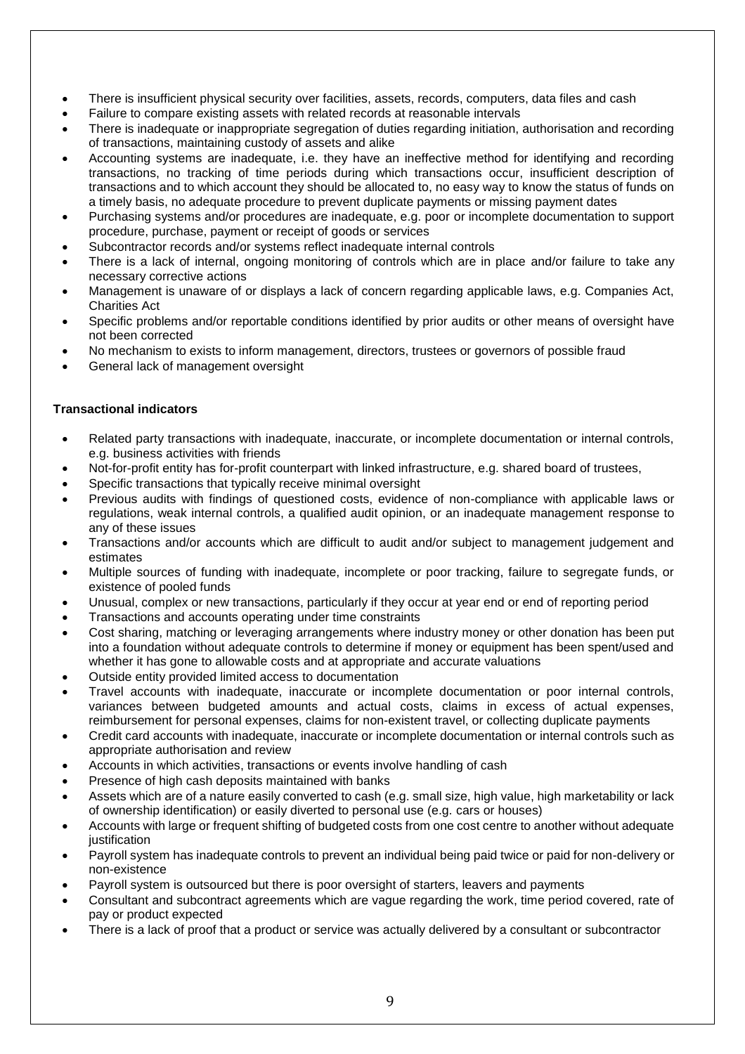- There is insufficient physical security over facilities, assets, records, computers, data files and cash
- Failure to compare existing assets with related records at reasonable intervals
- There is inadequate or inappropriate segregation of duties regarding initiation, authorisation and recording of transactions, maintaining custody of assets and alike
- Accounting systems are inadequate, i.e. they have an ineffective method for identifying and recording transactions, no tracking of time periods during which transactions occur, insufficient description of transactions and to which account they should be allocated to, no easy way to know the status of funds on a timely basis, no adequate procedure to prevent duplicate payments or missing payment dates
- Purchasing systems and/or procedures are inadequate, e.g. poor or incomplete documentation to support procedure, purchase, payment or receipt of goods or services
- Subcontractor records and/or systems reflect inadequate internal controls
- There is a lack of internal, ongoing monitoring of controls which are in place and/or failure to take any necessary corrective actions
- Management is unaware of or displays a lack of concern regarding applicable laws, e.g. Companies Act, Charities Act
- Specific problems and/or reportable conditions identified by prior audits or other means of oversight have not been corrected
- No mechanism to exists to inform management, directors, trustees or governors of possible fraud
- General lack of management oversight

**Transactional indicators**

- Related party transactions with inadequate, inaccurate, or incomplete documentation or internal controls, e.g. business activities with friends
- Not-for-profit entity has for-profit counterpart with linked infrastructure, e.g. shared board of trustees,
- Specific transactions that typically receive minimal oversight
- Previous audits with findings of questioned costs, evidence of non-compliance with applicable laws or regulations, weak internal controls, a qualified audit opinion, or an inadequate management response to any of these issues
- Transactions and/or accounts which are difficult to audit and/or subject to management judgement and estimates
- Multiple sources of funding with inadequate, incomplete or poor tracking, failure to segregate funds, or existence of pooled funds
- Unusual, complex or new transactions, particularly if they occur at year end or end of reporting period
- Transactions and accounts operating under time constraints
- Cost sharing, matching or leveraging arrangements where industry money or other donation has been put into a foundation without adequate controls to determine if money or equipment has been spent/used and whether it has gone to allowable costs and at appropriate and accurate valuations
- Outside entity provided limited access to documentation
- Travel accounts with inadequate, inaccurate or incomplete documentation or poor internal controls, variances between budgeted amounts and actual costs, claims in excess of actual expenses, reimbursement for personal expenses, claims for non-existent travel, or collecting duplicate payments
- Credit card accounts with inadequate, inaccurate or incomplete documentation or internal controls such as appropriate authorisation and review
- Accounts in which activities, transactions or events involve handling of cash
- Presence of high cash deposits maintained with banks
- Assets which are of a nature easily converted to cash (e.g. small size, high value, high marketability or lack of ownership identification) or easily diverted to personal use (e.g. cars or houses)
- Accounts with large or frequent shifting of budgeted costs from one cost centre to another without adequate justification
- Payroll system has inadequate controls to prevent an individual being paid twice or paid for non-delivery or non-existence
- Payroll system is outsourced but there is poor oversight of starters, leavers and payments
- Consultant and subcontract agreements which are vague regarding the work, time period covered, rate of pay or product expected
- There is a lack of proof that a product or service was actually delivered by a consultant or subcontractor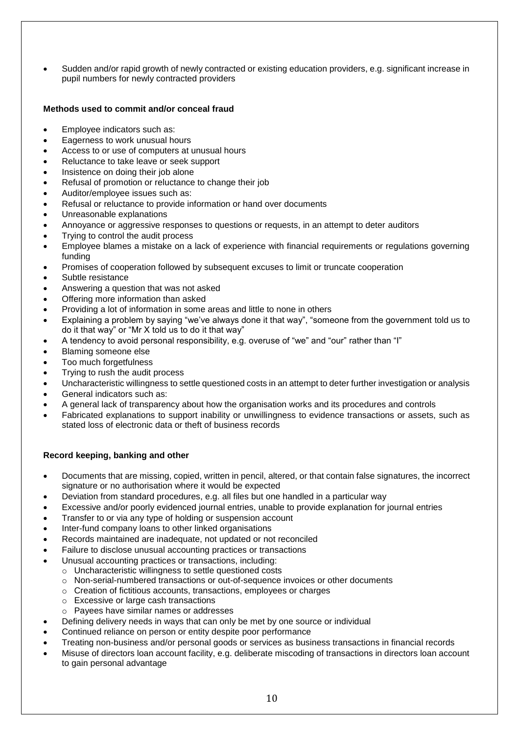- Sudden and/or rapid growth of newly contracted or existing education providers, e.g. significant increase in pupil numbers for newly contracted providers

**Methods used to commit and/or conceal fraud**

- Employee indicators such as:
- Eagerness to work unusual hours
- Access to or use of computers at unusual hours
- Reluctance to take leave or seek support
- Insistence on doing their job alone
- Refusal of promotion or reluctance to change their job
- Auditor/employee issues such as:
- Refusal or reluctance to provide information or hand over documents
- Unreasonable explanations
- Annoyance or aggressive responses to questions or requests, in an attempt to deter auditors
- Trying to control the audit process
- Employee blames a mistake on a lack of experience with financial requirements or regulations governing funding
- Promises of cooperation followed by subsequent excuses to limit or truncate cooperation
- Subtle resistance
- Answering a question that was not asked
- Offering more information than asked
- Providing a lot of information in some areas and little to none in others
- Explaining a problem by saying "we've always done it that way", "someone from the government told us to do it that way" or "Mr X told us to do it that way"
- A tendency to avoid personal responsibility, e.g. overuse of "we" and "our" rather than "I"
- Blaming someone else
- Too much forgetfulness
- Trying to rush the audit process
- Uncharacteristic willingness to settle questioned costs in an attempt to deter further investigation or analysis
- General indicators such as:
- A general lack of transparency about how the organisation works and its procedures and controls
- Fabricated explanations to support inability or unwillingness to evidence transactions or assets, such as stated loss of electronic data or theft of business records

**Record keeping, banking and other**

- Documents that are missing, copied, written in pencil, altered, or that contain false signatures, the incorrect signature or no authorisation where it would be expected
- Deviation from standard procedures, e.g. all files but one handled in a particular way
- Excessive and/or poorly evidenced journal entries, unable to provide explanation for journal entries
- Transfer to or via any type of holding or suspension account
- Inter-fund company loans to other linked organisations
- Records maintained are inadequate, not updated or not reconciled
- Failure to disclose unusual accounting practices or transactions
- Unusual accounting practices or transactions, including:
  - Uncharacteristic willingness to settle questioned costs
  - Non-serial-numbered transactions or out-of-sequence invoices or other documents
  - Creation of fictitious accounts, transactions, employees or charges
  - Excessive or large cash transactions
  - Payees have similar names or addresses
- Defining delivery needs in ways that can only be met by one source or individual
- Continued reliance on person or entity despite poor performance
- Treating non-business and/or personal goods or services as business transactions in financial records
- Misuse of directors loan account facility, e.g. deliberate miscoding of transactions in directors loan account to gain personal advantage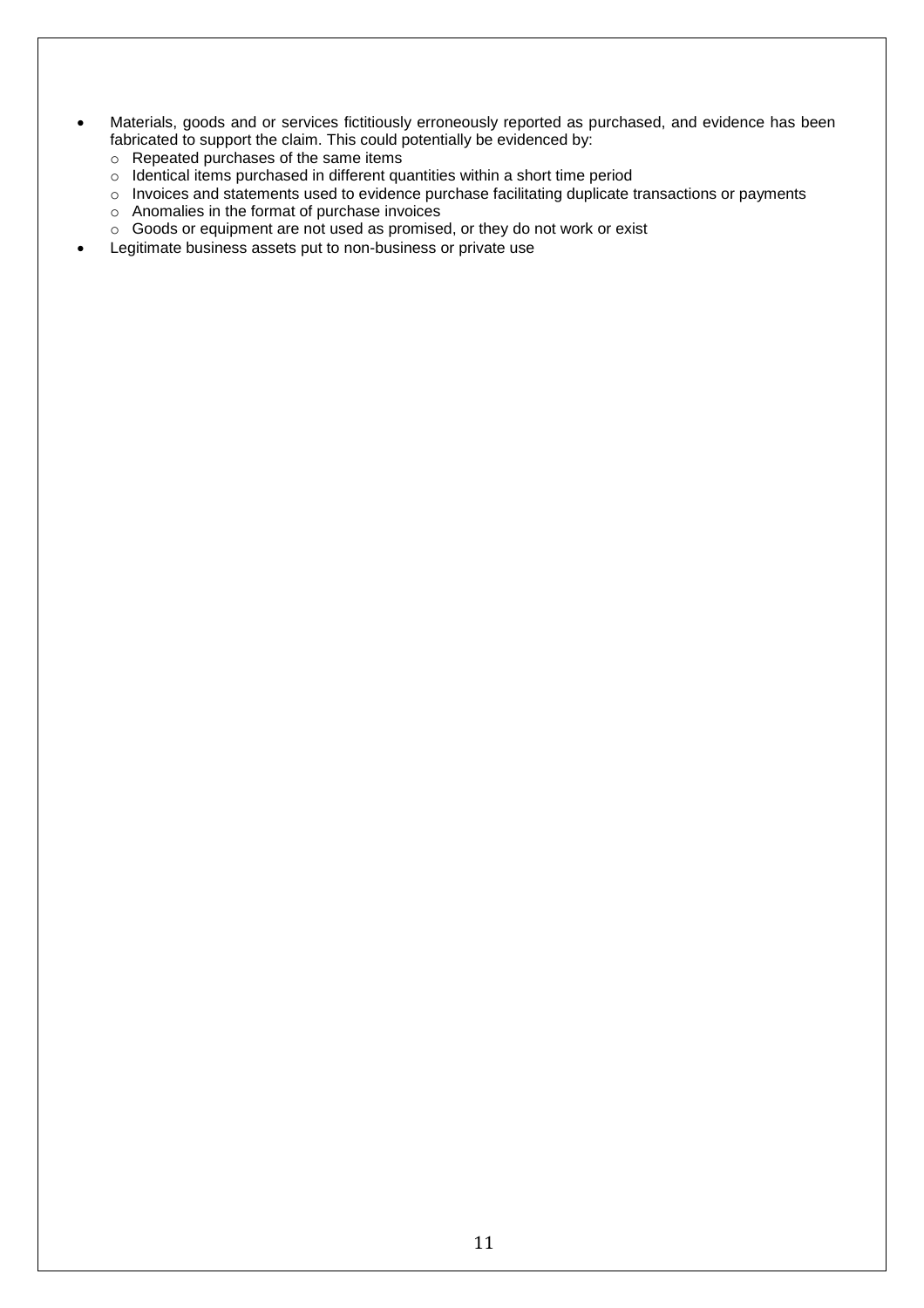- Materials, goods and or services fictitiously erroneously reported as purchased, and evidence has been fabricated to support the claim. This could potentially be evidenced by:
  - Repeated purchases of the same items
  - Identical items purchased in different quantities within a short time period
  - Invoices and statements used to evidence purchase facilitating duplicate transactions or payments
  - Anomalies in the format of purchase invoices
  - Goods or equipment are not used as promised, or they do not work or exist
- Legitimate business assets put to non-business or private use